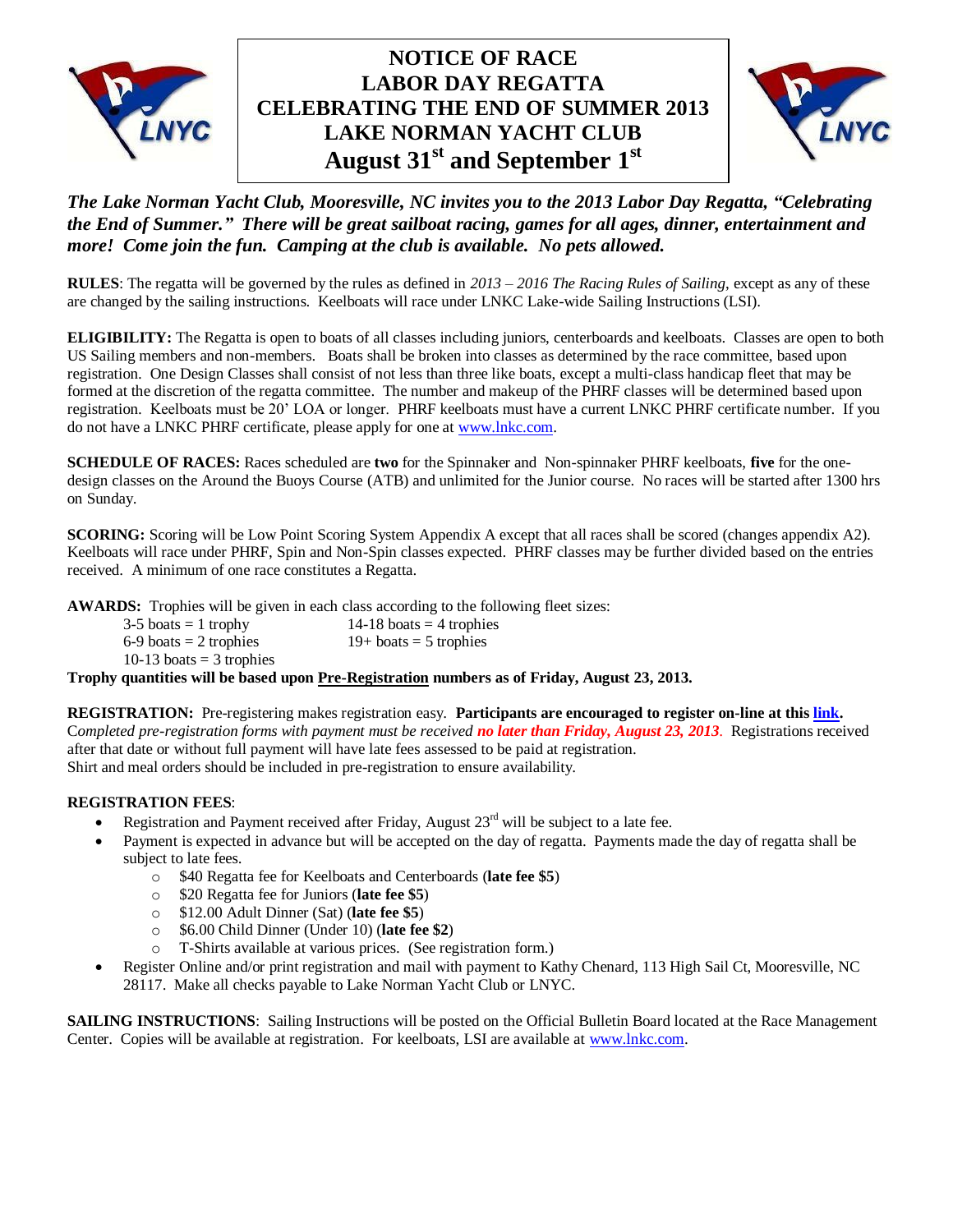# NOTICE OF RACE
# LABOR DAY REGATTA
# CELEBRATING THE END OF SUMMER 2013
# LAKE NORMAN YACHT CLUB
# August 31st and September 1st

***The Lake Norman Yacht Club, Mooresville, NC invites you to the 2013 Labor Day Regatta, "Celebrating the End of Summer." There will be great sailboat racing, games for all ages, dinner, entertainment and more! Come join the fun. Camping at the club is available. No pets allowed.***

**RULES**: The regatta will be governed by the rules as defined in *2013 – 2016 The Racing Rules of Sailing*, except as any of these are changed by the sailing instructions. Keelboats will race under LNKC Lake-wide Sailing Instructions (LSI).

**ELIGIBILITY:** The Regatta is open to boats of all classes including juniors, centerboards and keelboats. Classes are open to both US Sailing members and non-members. Boats shall be broken into classes as determined by the race committee, based upon registration. One Design Classes shall consist of not less than three like boats, except a multi-class handicap fleet that may be formed at the discretion of the regatta committee. The number and makeup of the PHRF classes will be determined based upon registration. Keelboats must be 20' LOA or longer. PHRF keelboats must have a current LNKC PHRF certificate number. If you do not have a LNKC PHRF certificate, please apply for one at www.lnkc.com.

**SCHEDULE OF RACES:** Races scheduled are **two** for the Spinnaker and Non-spinnaker PHRF keelboats, **five** for the one-design classes on the Around the Buoys Course (ATB) and unlimited for the Junior course. No races will be started after 1300 hrs on Sunday.

**SCORING:** Scoring will be Low Point Scoring System Appendix A except that all races shall be scored (changes appendix A2). Keelboats will race under PHRF, Spin and Non-Spin classes expected. PHRF classes may be further divided based on the entries received. A minimum of one race constitutes a Regatta.

**AWARDS:** Trophies will be given in each class according to the following fleet sizes:

- 3-5 boats = 1 trophy
- 6-9 boats = 2 trophies
- 10-13 boats = 3 trophies
- 14-18 boats = 4 trophies
- 19+ boats = 5 trophies

**Trophy quantities will be based upon Pre-Registration numbers as of Friday, August 23, 2013.**

**REGISTRATION:** Pre-registering makes registration easy. **Participants are encouraged to register on-line at this link.** *Completed pre-registration forms with payment must be received* ***no later than Friday, August 23, 2013***. Registrations received after that date or without full payment will have late fees assessed to be paid at registration.
Shirt and meal orders should be included in pre-registration to ensure availability.

**REGISTRATION FEES**:

- Registration and Payment received after Friday, August 23rd will be subject to a late fee.
- Payment is expected in advance but will be accepted on the day of regatta. Payments made the day of regatta shall be subject to late fees.
  - $40 Regatta fee for Keelboats and Centerboards (**late fee $5**)
  - $20 Regatta fee for Juniors (**late fee $5**)
  - $12.00 Adult Dinner (Sat) (**late fee $5**)
  - $6.00 Child Dinner (Under 10) (**late fee $2**)
  - T-Shirts available at various prices. (See registration form.)
- Register Online and/or print registration and mail with payment to Kathy Chenard, 113 High Sail Ct, Mooresville, NC 28117. Make all checks payable to Lake Norman Yacht Club or LNYC.

**SAILING INSTRUCTIONS**: Sailing Instructions will be posted on the Official Bulletin Board located at the Race Management Center. Copies will be available at registration. For keelboats, LSI are available at www.lnkc.com.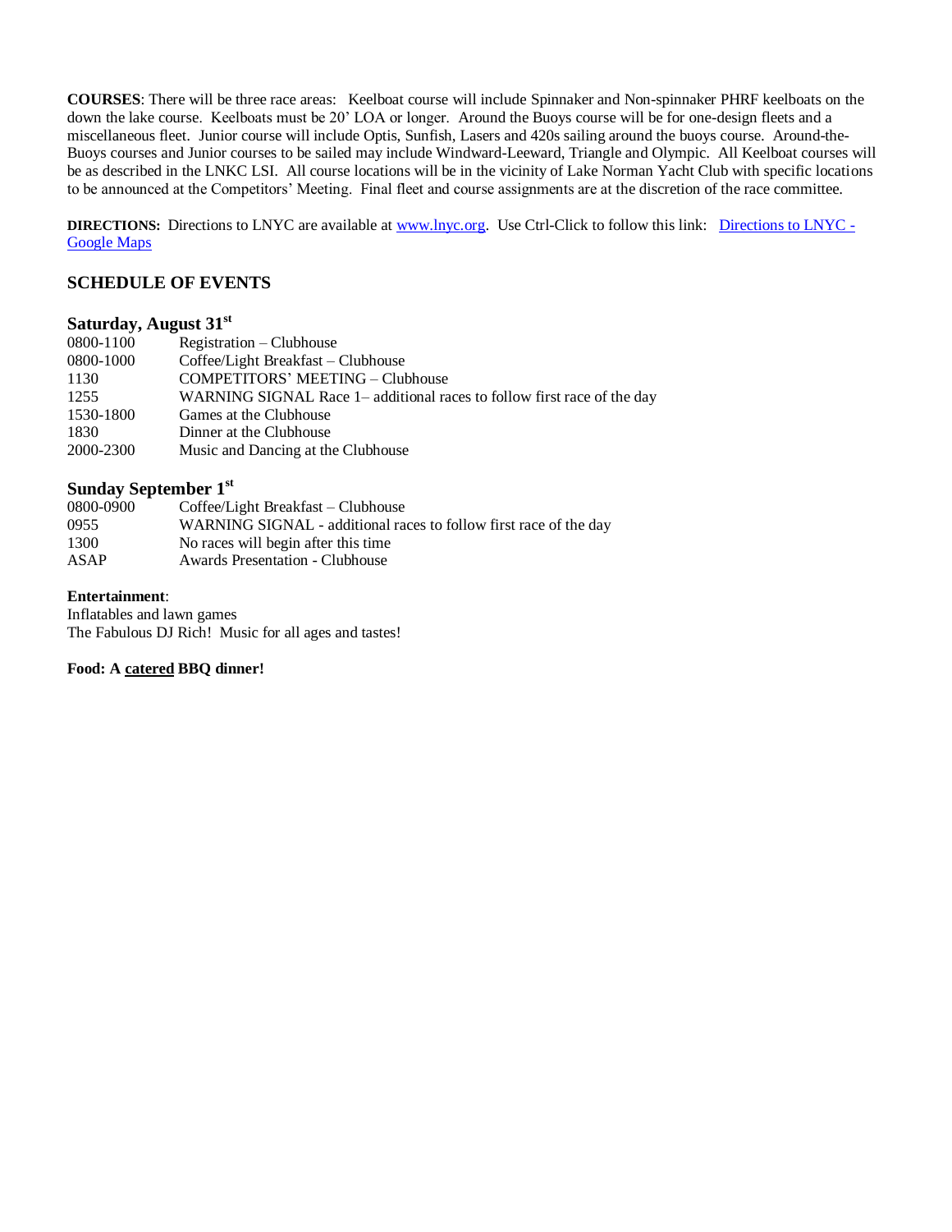**COURSES**: There will be three race areas: Keelboat course will include Spinnaker and Non-spinnaker PHRF keelboats on the down the lake course. Keelboats must be 20' LOA or longer. Around the Buoys course will be for one-design fleets and a miscellaneous fleet. Junior course will include Optis, Sunfish, Lasers and 420s sailing around the buoys course. Around-the-Buoys courses and Junior courses to be sailed may include Windward-Leeward, Triangle and Olympic. All Keelboat courses will be as described in the LNKC LSI. All course locations will be in the vicinity of Lake Norman Yacht Club with specific locations to be announced at the Competitors' Meeting. Final fleet and course assignments are at the discretion of the race committee.

**DIRECTIONS:** Directions to LNYC are available at [www.lnyc.org](www.lnyc.org). Use Ctrl-Click to follow this link: [Directions to LNYC - Google Maps]()

## SCHEDULE OF EVENTS

### Saturday, August 31st

| | |
|---|---|
| 0800-1100 | Registration – Clubhouse |
| 0800-1000 | Coffee/Light Breakfast – Clubhouse |
| 1130 | COMPETITORS' MEETING – Clubhouse |
| 1255 | WARNING SIGNAL Race 1– additional races to follow first race of the day |
| 1530-1800 | Games at the Clubhouse |
| 1830 | Dinner at the Clubhouse |
| 2000-2300 | Music and Dancing at the Clubhouse |

### Sunday September 1st

| | |
|---|---|
| 0800-0900 | Coffee/Light Breakfast – Clubhouse |
| 0955 | WARNING SIGNAL - additional races to follow first race of the day |
| 1300 | No races will begin after this time |
| ASAP | Awards Presentation - Clubhouse |

**Entertainment**:
Inflatables and lawn games
The Fabulous DJ Rich! Music for all ages and tastes!

**Food: A catered BBQ dinner!**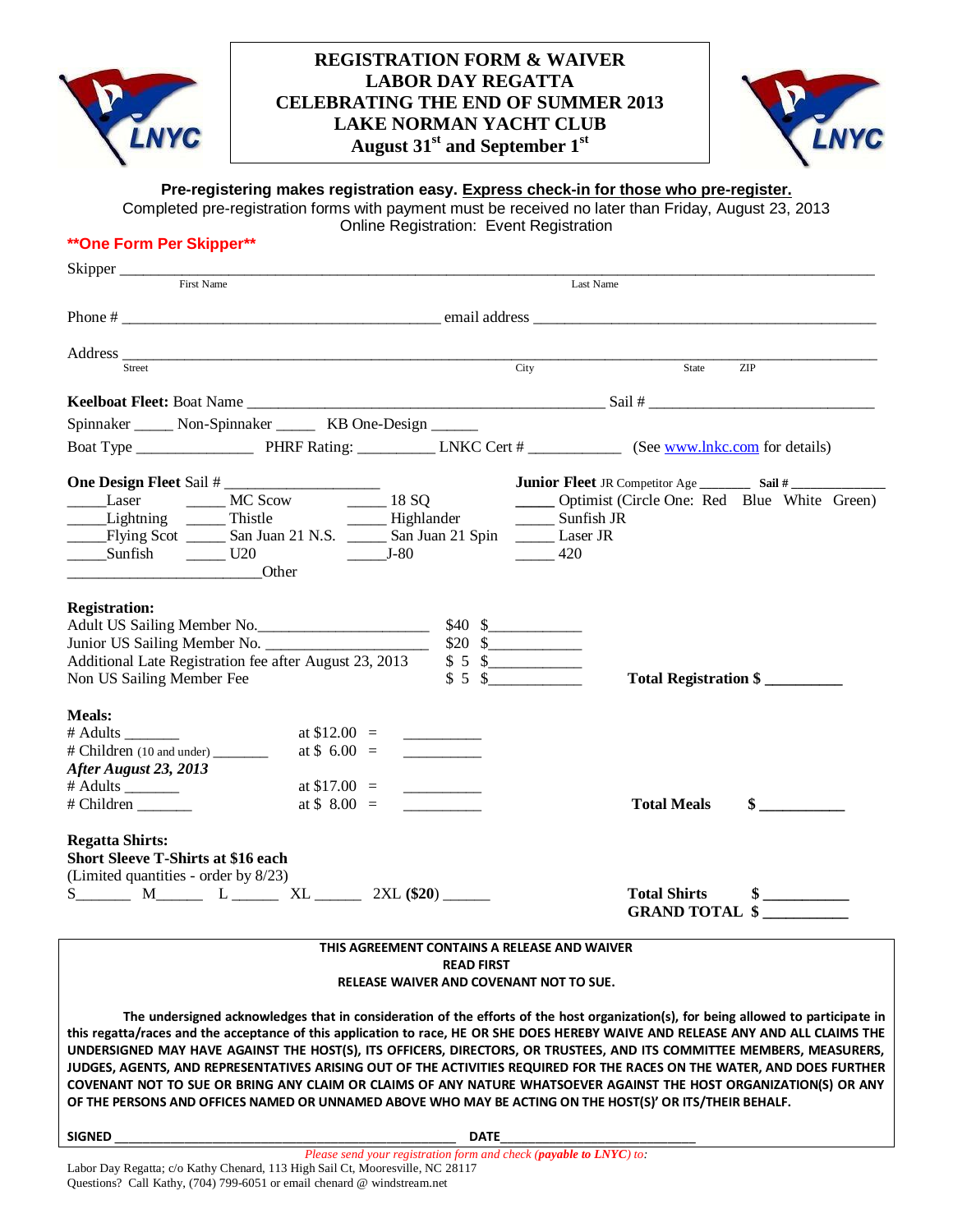# REGISTRATION FORM & WAIVER
# LABOR DAY REGATTA
# CELEBRATING THE END OF SUMMER 2013
# LAKE NORMAN YACHT CLUB
# August 31st and September 1st

**Pre-registering makes registration easy. Express check-in for those who pre-register.**

Completed pre-registration forms with payment must be received no later than Friday, August 23, 2013

Online Registration: Event Registration

****One Form Per Skipper****

Skipper ______________________________________________________________________
First Name                                                                Last Name

Phone # ________________________________ email address ______________________________

Address ______________________________________________________________________
Street                                                City                    State    ZIP

**Keelboat Fleet:** Boat Name ____________________________________ Sail # ______________________

Spinnaker _____ Non-Spinnaker _____ KB One-Design ______

Boat Type _______________ PHRF Rating: __________ LNKC Cert # ____________ (See www.lnkc.com for details)

**One Design Fleet** Sail # ____________________

_____Laser _____ MC Scow _____ 18 SQ

_____Lightning _____ Thistle _____ Highlander

_____Flying Scot _____ San Juan 21 N.S. _____ San Juan 21 Spin

_____Sunfish _____ U20 _____J-80

________________________Other

**Junior Fleet** JR Competitor Age _______ Sail # _____________

_____ Optimist (Circle One: Red Blue White Green)

_____ Sunfish JR

_____ Laser JR

_____ 420

**Registration:**

Adult US Sailing Member No.______________________ $40 $___________

Junior US Sailing Member No. _____________________ $20 $___________

Additional Late Registration fee after August 23, 2013 $ 5 $___________

Non US Sailing Member Fee $ 5 $___________

**Total Registration $ _________**

**Meals:**

# Adults _______ at $12.00 = __________

# Children (10 and under) _______ at $ 6.00 = __________

***After August 23, 2013***

# Adults _______ at $17.00 = __________

# Children _______ at $ 8.00 = __________

**Total Meals $ __________**

**Regatta Shirts:**

**Short Sleeve T-Shirts at $16 each**

(Limited quantities - order by 8/23)

S_______ M______ L ______ XL ______ 2XL **($20)** ______

**Total Shirts $ __________**

**GRAND TOTAL $ __________**

**THIS AGREEMENT CONTAINS A RELEASE AND WAIVER**
**READ FIRST**
**RELEASE WAIVER AND COVENANT NOT TO SUE.**

**The undersigned acknowledges that in consideration of the efforts of the host organization(s), for being allowed to participate in this regatta/races and the acceptance of this application to race, HE OR SHE DOES HEREBY WAIVE AND RELEASE ANY AND ALL CLAIMS THE UNDERSIGNED MAY HAVE AGAINST THE HOST(S), ITS OFFICERS, DIRECTORS, OR TRUSTEES, AND ITS COMMITTEE MEMBERS, MEASURERS, JUDGES, AGENTS, AND REPRESENTATIVES ARISING OUT OF THE ACTIVITIES REQUIRED FOR THE RACES ON THE WATER, AND DOES FURTHER COVENANT NOT TO SUE OR BRING ANY CLAIM OR CLAIMS OF ANY NATURE WHATSOEVER AGAINST THE HOST ORGANIZATION(S) OR ANY OF THE PERSONS AND OFFICES NAMED OR UNNAMED ABOVE WHO MAY BE ACTING ON THE HOST(S)' OR ITS/THEIR BEHALF.**

**SIGNED** ________________________________________ **DATE**________________________

*Please send your registration form and check (**payable to LNYC**) to:*

Labor Day Regatta; c/o Kathy Chenard, 113 High Sail Ct, Mooresville, NC 28117

Questions? Call Kathy, (704) 799-6051 or email chenard @ windstream.net